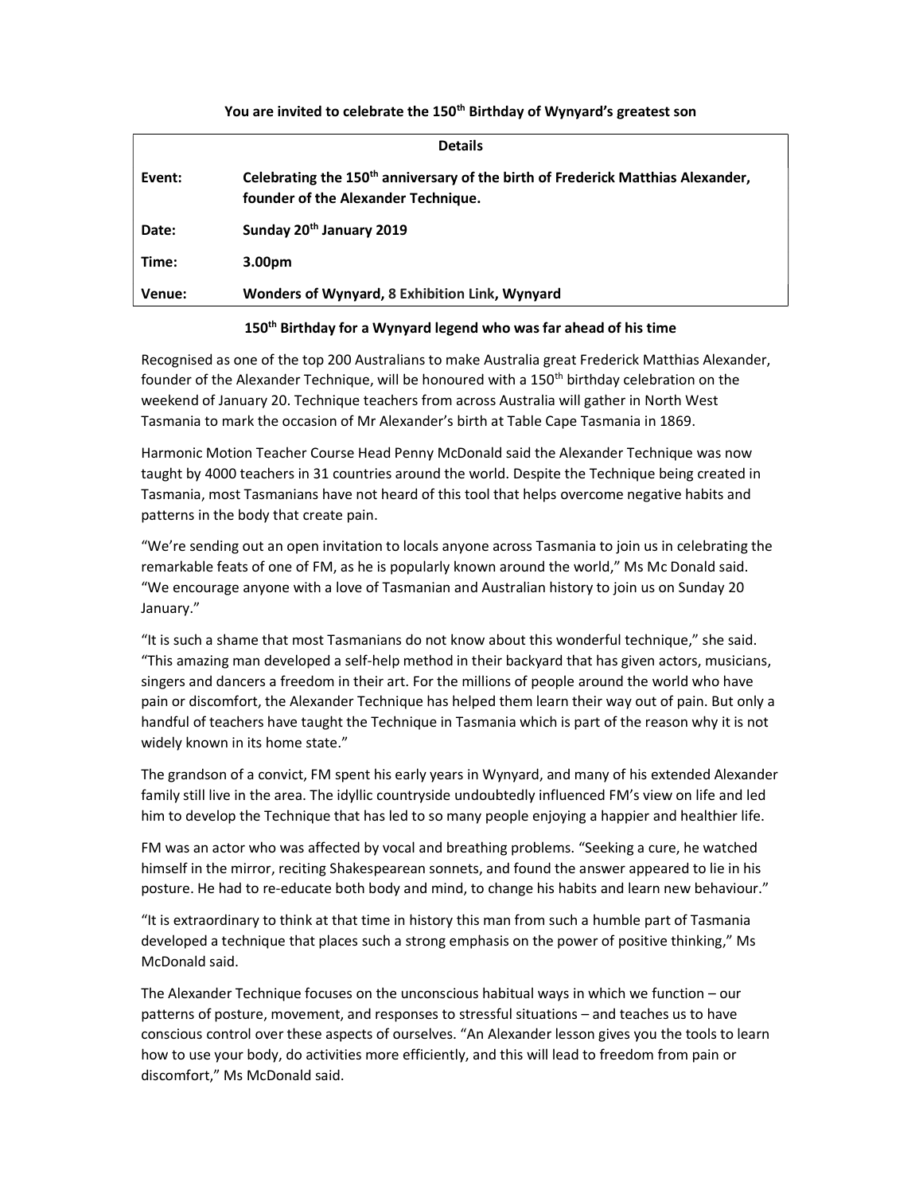**You are invited to celebrate the 150th Birthday of Wynyard's greatest son**

| Details | |
|---|---|
| **Event:** | **Celebrating the 150th anniversary of the birth of Frederick Matthias Alexander, founder of the Alexander Technique.** |
| **Date:** | **Sunday 20th January 2019** |
| **Time:** | **3.00pm** |
| **Venue:** | **Wonders of Wynyard, 8 Exhibition Link, Wynyard** |

**150th Birthday for a Wynyard legend who was far ahead of his time**

Recognised as one of the top 200 Australians to make Australia great Frederick Matthias Alexander, founder of the Alexander Technique, will be honoured with a 150th birthday celebration on the weekend of January 20. Technique teachers from across Australia will gather in North West Tasmania to mark the occasion of Mr Alexander's birth at Table Cape Tasmania in 1869.

Harmonic Motion Teacher Course Head Penny McDonald said the Alexander Technique was now taught by 4000 teachers in 31 countries around the world. Despite the Technique being created in Tasmania, most Tasmanians have not heard of this tool that helps overcome negative habits and patterns in the body that create pain.

"We're sending out an open invitation to locals anyone across Tasmania to join us in celebrating the remarkable feats of one of FM, as he is popularly known around the world," Ms Mc Donald said. "We encourage anyone with a love of Tasmanian and Australian history to join us on Sunday 20 January."

"It is such a shame that most Tasmanians do not know about this wonderful technique," she said. "This amazing man developed a self-help method in their backyard that has given actors, musicians, singers and dancers a freedom in their art. For the millions of people around the world who have pain or discomfort, the Alexander Technique has helped them learn their way out of pain. But only a handful of teachers have taught the Technique in Tasmania which is part of the reason why it is not widely known in its home state."

The grandson of a convict, FM spent his early years in Wynyard, and many of his extended Alexander family still live in the area. The idyllic countryside undoubtedly influenced FM's view on life and led him to develop the Technique that has led to so many people enjoying a happier and healthier life.

FM was an actor who was affected by vocal and breathing problems. "Seeking a cure, he watched himself in the mirror, reciting Shakespearean sonnets, and found the answer appeared to lie in his posture. He had to re-educate both body and mind, to change his habits and learn new behaviour."

"It is extraordinary to think at that time in history this man from such a humble part of Tasmania developed a technique that places such a strong emphasis on the power of positive thinking," Ms McDonald said.

The Alexander Technique focuses on the unconscious habitual ways in which we function – our patterns of posture, movement, and responses to stressful situations – and teaches us to have conscious control over these aspects of ourselves. "An Alexander lesson gives you the tools to learn how to use your body, do activities more efficiently, and this will lead to freedom from pain or discomfort," Ms McDonald said.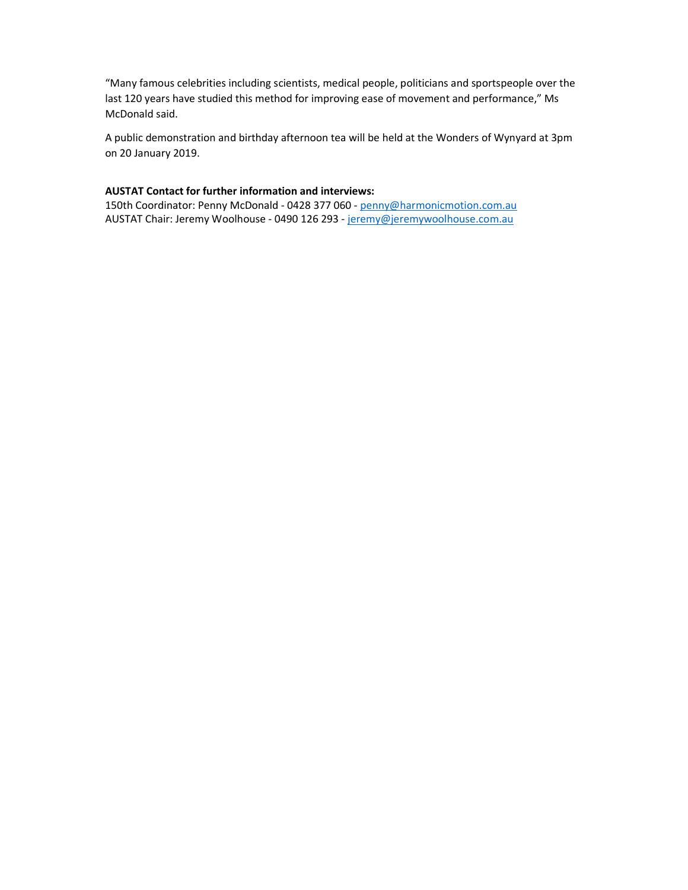"Many famous celebrities including scientists, medical people, politicians and sportspeople over the last 120 years have studied this method for improving ease of movement and performance," Ms McDonald said.

A public demonstration and birthday afternoon tea will be held at the Wonders of Wynyard at 3pm on 20 January 2019.

**AUSTAT Contact for further information and interviews:**
150th Coordinator: Penny McDonald - 0428 377 060 - penny@harmonicmotion.com.au
AUSTAT Chair: Jeremy Woolhouse - 0490 126 293 - jeremy@jeremywoolhouse.com.au